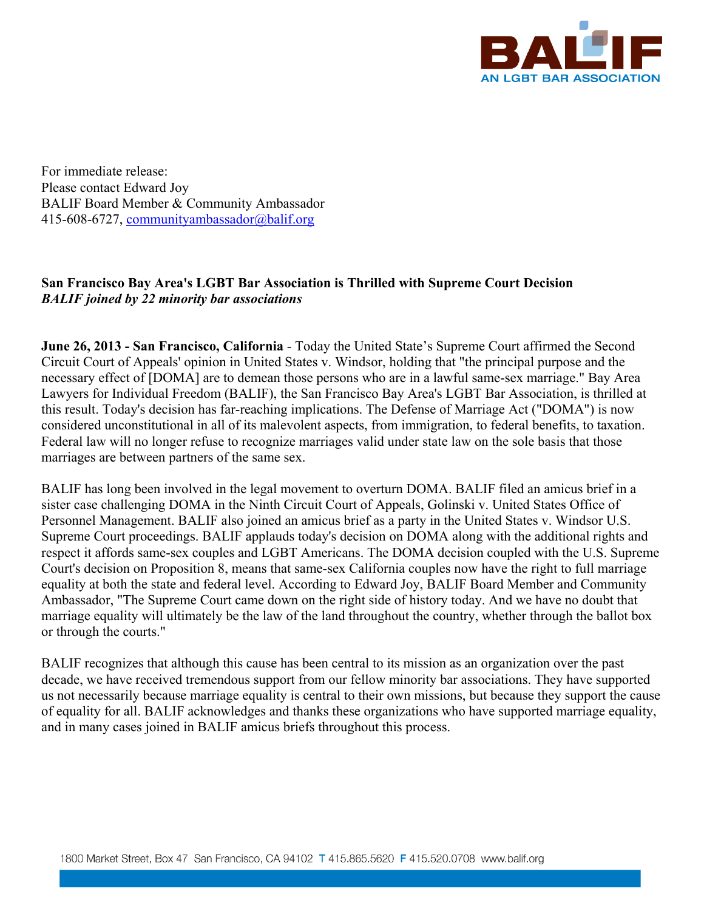BALIF
AN LGBT BAR ASSOCIATION

For immediate release:
Please contact Edward Joy
BALIF Board Member & Community Ambassador
415-608-6727, communityambassador@balif.org

**San Francisco Bay Area's LGBT Bar Association is Thrilled with Supreme Court Decision**
***BALIF joined by 22 minority bar associations***

**June 26, 2013 - San Francisco, California** - Today the United State's Supreme Court affirmed the Second Circuit Court of Appeals' opinion in United States v. Windsor, holding that "the principal purpose and the necessary effect of [DOMA] are to demean those persons who are in a lawful same-sex marriage." Bay Area Lawyers for Individual Freedom (BALIF), the San Francisco Bay Area's LGBT Bar Association, is thrilled at this result. Today's decision has far-reaching implications. The Defense of Marriage Act ("DOMA") is now considered unconstitutional in all of its malevolent aspects, from immigration, to federal benefits, to taxation. Federal law will no longer refuse to recognize marriages valid under state law on the sole basis that those marriages are between partners of the same sex.

BALIF has long been involved in the legal movement to overturn DOMA. BALIF filed an amicus brief in a sister case challenging DOMA in the Ninth Circuit Court of Appeals, Golinski v. United States Office of Personnel Management. BALIF also joined an amicus brief as a party in the United States v. Windsor U.S. Supreme Court proceedings. BALIF applauds today's decision on DOMA along with the additional rights and respect it affords same-sex couples and LGBT Americans. The DOMA decision coupled with the U.S. Supreme Court's decision on Proposition 8, means that same-sex California couples now have the right to full marriage equality at both the state and federal level. According to Edward Joy, BALIF Board Member and Community Ambassador, "The Supreme Court came down on the right side of history today. And we have no doubt that marriage equality will ultimately be the law of the land throughout the country, whether through the ballot box or through the courts."

BALIF recognizes that although this cause has been central to its mission as an organization over the past decade, we have received tremendous support from our fellow minority bar associations. They have supported us not necessarily because marriage equality is central to their own missions, but because they support the cause of equality for all. BALIF acknowledges and thanks these organizations who have supported marriage equality, and in many cases joined in BALIF amicus briefs throughout this process.

1800 Market Street, Box 47 San Francisco, CA 94102 T 415.865.5620 F 415.520.0708 www.balif.org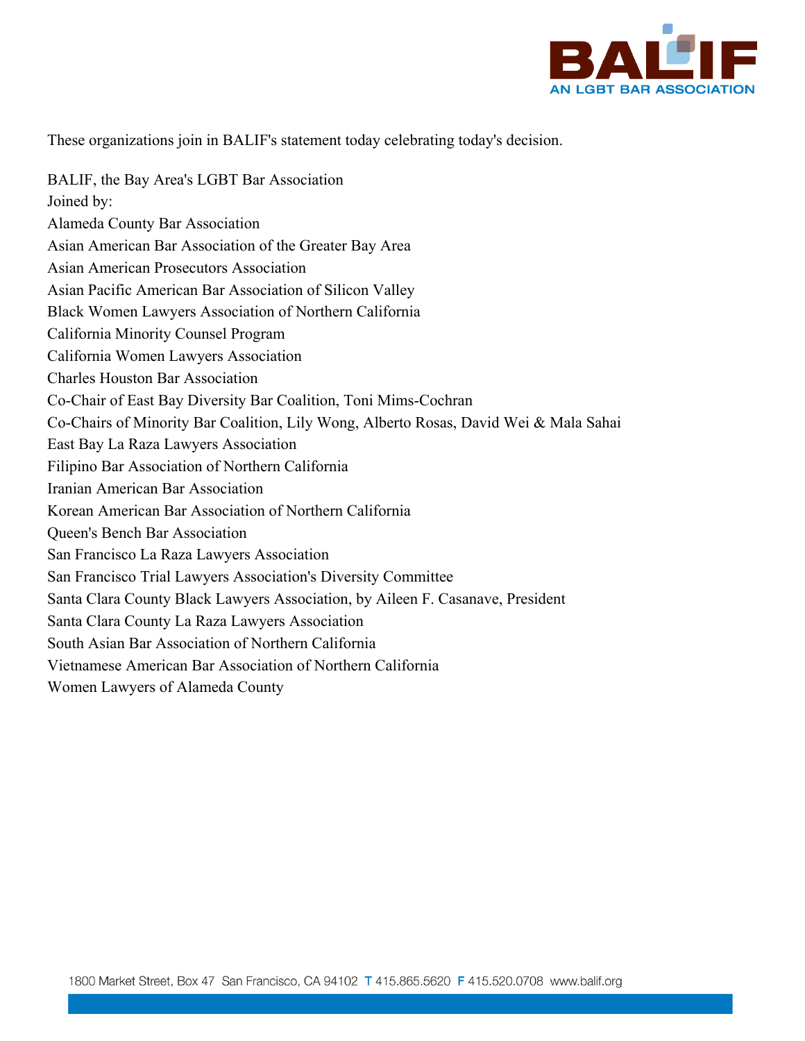These organizations join in BALIF's statement today celebrating today's decision.

BALIF, the Bay Area's LGBT Bar Association
Joined by:
Alameda County Bar Association
Asian American Bar Association of the Greater Bay Area
Asian American Prosecutors Association
Asian Pacific American Bar Association of Silicon Valley
Black Women Lawyers Association of Northern California
California Minority Counsel Program
California Women Lawyers Association
Charles Houston Bar Association
Co-Chair of East Bay Diversity Bar Coalition, Toni Mims-Cochran
Co-Chairs of Minority Bar Coalition, Lily Wong, Alberto Rosas, David Wei & Mala Sahai
East Bay La Raza Lawyers Association
Filipino Bar Association of Northern California
Iranian American Bar Association
Korean American Bar Association of Northern California
Queen's Bench Bar Association
San Francisco La Raza Lawyers Association
San Francisco Trial Lawyers Association's Diversity Committee
Santa Clara County Black Lawyers Association, by Aileen F. Casanave, President
Santa Clara County La Raza Lawyers Association
South Asian Bar Association of Northern California
Vietnamese American Bar Association of Northern California
Women Lawyers of Alameda County